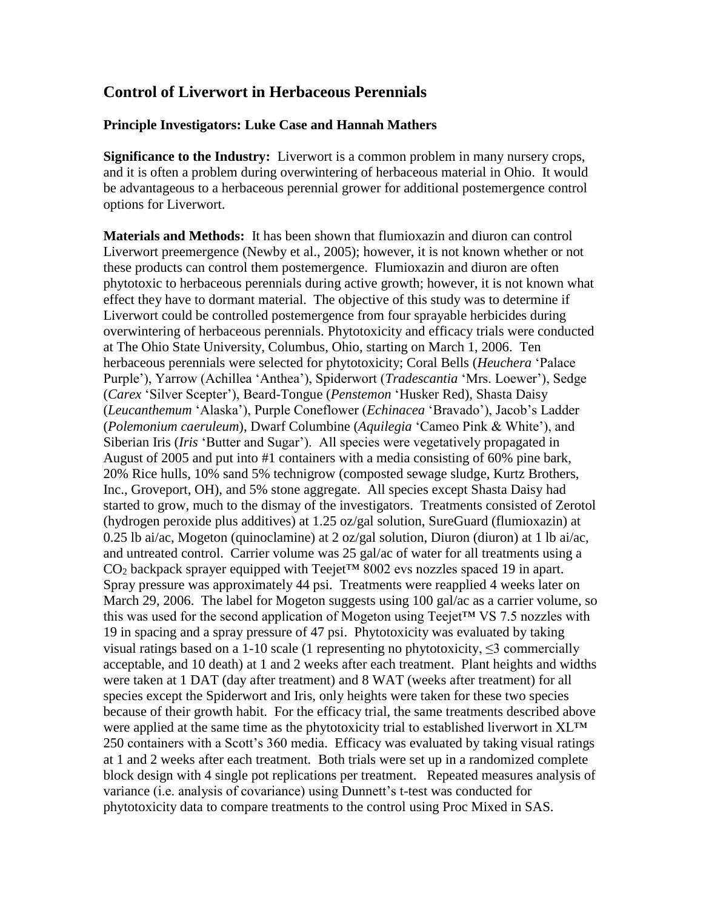# Control of Liverwort in Herbaceous Perennials

**Principle Investigators: Luke Case and Hannah Mathers**

**Significance to the Industry:** Liverwort is a common problem in many nursery crops, and it is often a problem during overwintering of herbaceous material in Ohio. It would be advantageous to a herbaceous perennial grower for additional postemergence control options for Liverwort.

**Materials and Methods:** It has been shown that flumioxazin and diuron can control Liverwort preemergence (Newby et al., 2005); however, it is not known whether or not these products can control them postemergence. Flumioxazin and diuron are often phytotoxic to herbaceous perennials during active growth; however, it is not known what effect they have to dormant material. The objective of this study was to determine if Liverwort could be controlled postemergence from four sprayable herbicides during overwintering of herbaceous perennials. Phytotoxicity and efficacy trials were conducted at The Ohio State University, Columbus, Ohio, starting on March 1, 2006. Ten herbaceous perennials were selected for phytotoxicity; Coral Bells (*Heuchera* 'Palace Purple'), Yarrow (Achillea 'Anthea'), Spiderwort (*Tradescantia* 'Mrs. Loewer'), Sedge (*Carex* 'Silver Scepter'), Beard-Tongue (*Penstemon* 'Husker Red), Shasta Daisy (*Leucanthemum* 'Alaska'), Purple Coneflower (*Echinacea* 'Bravado'), Jacob's Ladder (*Polemonium caeruleum*), Dwarf Columbine (*Aquilegia* 'Cameo Pink & White'), and Siberian Iris (*Iris* 'Butter and Sugar'). All species were vegetatively propagated in August of 2005 and put into #1 containers with a media consisting of 60% pine bark, 20% Rice hulls, 10% sand 5% technigrow (composted sewage sludge, Kurtz Brothers, Inc., Groveport, OH), and 5% stone aggregate. All species except Shasta Daisy had started to grow, much to the dismay of the investigators. Treatments consisted of Zerotol (hydrogen peroxide plus additives) at 1.25 oz/gal solution, SureGuard (flumioxazin) at 0.25 lb ai/ac, Mogeton (quinoclamine) at 2 oz/gal solution, Diuron (diuron) at 1 lb ai/ac, and untreated control. Carrier volume was 25 gal/ac of water for all treatments using a $CO_2$ backpack sprayer equipped with Teejet™ 8002 evs nozzles spaced 19 in apart. Spray pressure was approximately 44 psi. Treatments were reapplied 4 weeks later on March 29, 2006. The label for Mogeton suggests using 100 gal/ac as a carrier volume, so this was used for the second application of Mogeton using Teejet™ VS 7.5 nozzles with 19 in spacing and a spray pressure of 47 psi. Phytotoxicity was evaluated by taking visual ratings based on a 1-10 scale (1 representing no phytotoxicity, $\leq 3$ commercially acceptable, and 10 death) at 1 and 2 weeks after each treatment. Plant heights and widths were taken at 1 DAT (day after treatment) and 8 WAT (weeks after treatment) for all species except the Spiderwort and Iris, only heights were taken for these two species because of their growth habit. For the efficacy trial, the same treatments described above were applied at the same time as the phytotoxicity trial to established liverwort in XL™ 250 containers with a Scott's 360 media. Efficacy was evaluated by taking visual ratings at 1 and 2 weeks after each treatment. Both trials were set up in a randomized complete block design with 4 single pot replications per treatment. Repeated measures analysis of variance (i.e. analysis of covariance) using Dunnett's t-test was conducted for phytotoxicity data to compare treatments to the control using Proc Mixed in SAS.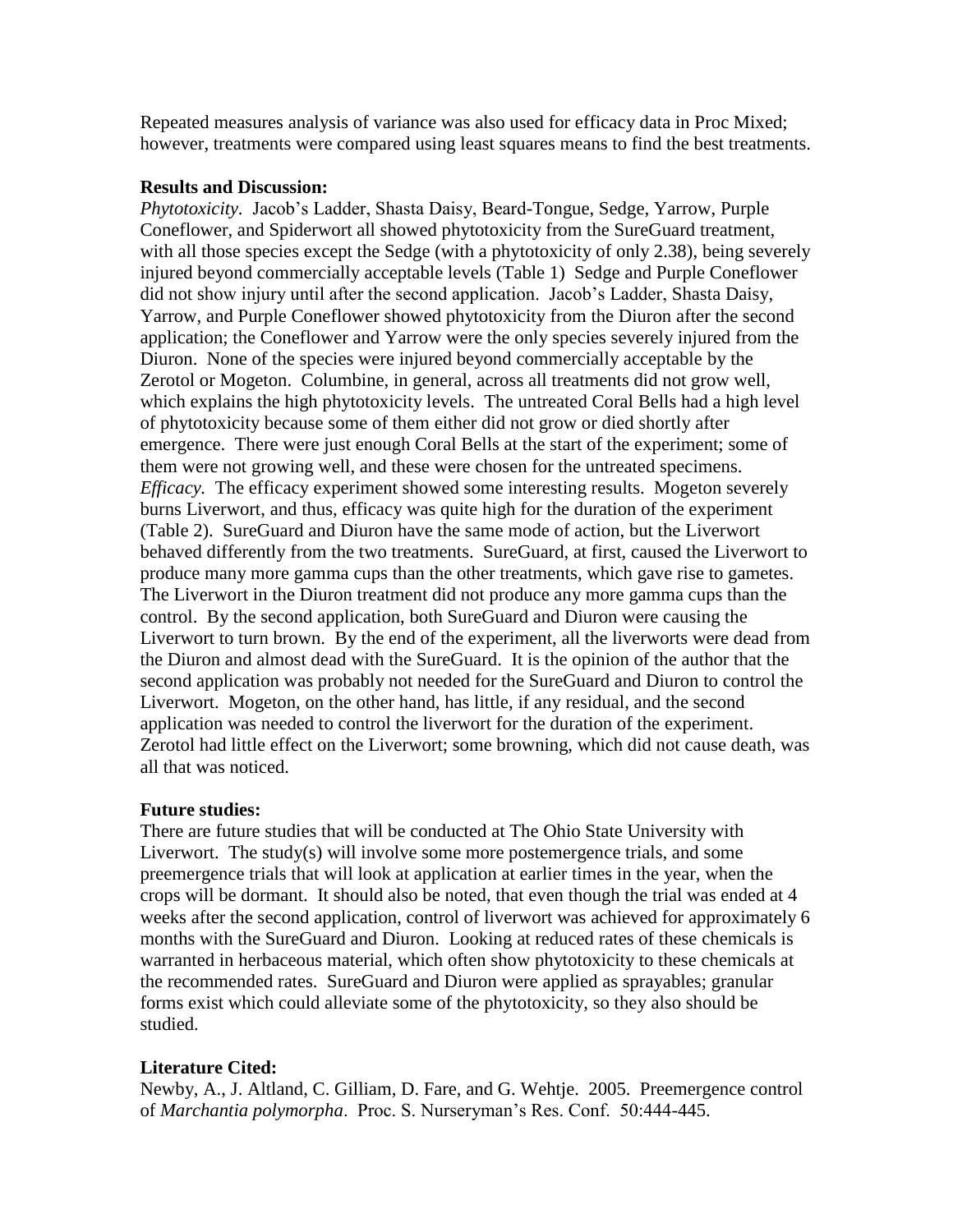Repeated measures analysis of variance was also used for efficacy data in Proc Mixed; however, treatments were compared using least squares means to find the best treatments.

**Results and Discussion:**

*Phytotoxicity.* Jacob's Ladder, Shasta Daisy, Beard-Tongue, Sedge, Yarrow, Purple Coneflower, and Spiderwort all showed phytotoxicity from the SureGuard treatment, with all those species except the Sedge (with a phytotoxicity of only 2.38), being severely injured beyond commercially acceptable levels (Table 1) Sedge and Purple Coneflower did not show injury until after the second application. Jacob's Ladder, Shasta Daisy, Yarrow, and Purple Coneflower showed phytotoxicity from the Diuron after the second application; the Coneflower and Yarrow were the only species severely injured from the Diuron. None of the species were injured beyond commercially acceptable by the Zerotol or Mogeton. Columbine, in general, across all treatments did not grow well, which explains the high phytotoxicity levels. The untreated Coral Bells had a high level of phytotoxicity because some of them either did not grow or died shortly after emergence. There were just enough Coral Bells at the start of the experiment; some of them were not growing well, and these were chosen for the untreated specimens.

*Efficacy.* The efficacy experiment showed some interesting results. Mogeton severely burns Liverwort, and thus, efficacy was quite high for the duration of the experiment (Table 2). SureGuard and Diuron have the same mode of action, but the Liverwort behaved differently from the two treatments. SureGuard, at first, caused the Liverwort to produce many more gamma cups than the other treatments, which gave rise to gametes. The Liverwort in the Diuron treatment did not produce any more gamma cups than the control. By the second application, both SureGuard and Diuron were causing the Liverwort to turn brown. By the end of the experiment, all the liverworts were dead from the Diuron and almost dead with the SureGuard. It is the opinion of the author that the second application was probably not needed for the SureGuard and Diuron to control the Liverwort. Mogeton, on the other hand, has little, if any residual, and the second application was needed to control the liverwort for the duration of the experiment. Zerotol had little effect on the Liverwort; some browning, which did not cause death, was all that was noticed.

**Future studies:**

There are future studies that will be conducted at The Ohio State University with Liverwort. The study(s) will involve some more postemergence trials, and some preemergence trials that will look at application at earlier times in the year, when the crops will be dormant. It should also be noted, that even though the trial was ended at 4 weeks after the second application, control of liverwort was achieved for approximately 6 months with the SureGuard and Diuron. Looking at reduced rates of these chemicals is warranted in herbaceous material, which often show phytotoxicity to these chemicals at the recommended rates. SureGuard and Diuron were applied as sprayables; granular forms exist which could alleviate some of the phytotoxicity, so they also should be studied.

**Literature Cited:**

Newby, A., J. Altland, C. Gilliam, D. Fare, and G. Wehtje. 2005. Preemergence control of *Marchantia polymorpha*. Proc. S. Nurseryman's Res. Conf. 50:444-445.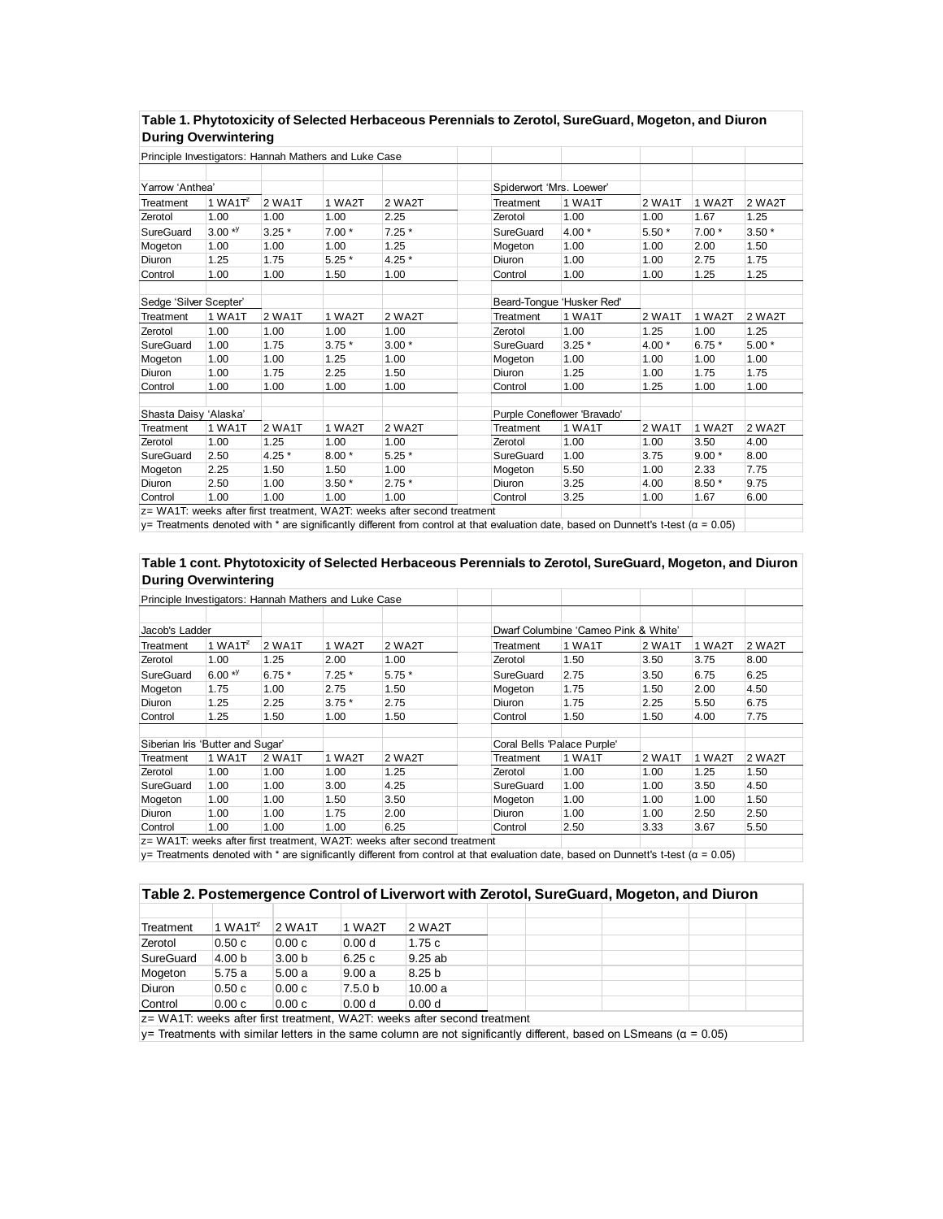## Table 1. Phytotoxicity of Selected Herbaceous Perennials to Zerotol, SureGuard, Mogeton, and Diuron During Overwintering

Principle Investigators: Hannah Mathers and Luke Case

| Yarrow 'Anthea' | | | | | | Spiderwort 'Mrs. Loewer' | | | | |
|---|---|---|---|---|---|---|---|---|---|---|
| Treatment | 1 WA1T[z] | 2 WA1T | 1 WA2T | 2 WA2T | | Treatment | 1 WA1T | 2 WA1T | 1 WA2T | 2 WA2T |
| Zerotol | 1.00 | 1.00 | 1.00 | 2.25 | | Zerotol | 1.00 | 1.00 | 1.67 | 1.25 |
| SureGuard | 3.00 *[y] | 3.25 * | 7.00 * | 7.25 * | | SureGuard | 4.00 * | 5.50 * | 7.00 * | 3.50 * |
| Mogeton | 1.00 | 1.00 | 1.00 | 1.25 | | Mogeton | 1.00 | 1.00 | 2.00 | 1.50 |
| Diuron | 1.25 | 1.75 | 5.25 * | 4.25 * | | Diuron | 1.00 | 1.00 | 2.75 | 1.75 |
| Control | 1.00 | 1.00 | 1.50 | 1.00 | | Control | 1.00 | 1.00 | 1.25 | 1.25 |
| | | | | | | | | | | |
| Sedge 'Silver Scepter' | | | | | | Beard-Tongue 'Husker Red' | | | | |
| Treatment | 1 WA1T | 2 WA1T | 1 WA2T | 2 WA2T | | Treatment | 1 WA1T | 2 WA1T | 1 WA2T | 2 WA2T |
| Zerotol | 1.00 | 1.00 | 1.00 | 1.00 | | Zerotol | 1.00 | 1.25 | 1.00 | 1.25 |
| SureGuard | 1.00 | 1.75 | 3.75 * | 3.00 * | | SureGuard | 3.25 * | 4.00 * | 6.75 * | 5.00 * |
| Mogeton | 1.00 | 1.00 | 1.25 | 1.00 | | Mogeton | 1.00 | 1.00 | 1.00 | 1.00 |
| Diuron | 1.00 | 1.75 | 2.25 | 1.50 | | Diuron | 1.25 | 1.00 | 1.75 | 1.75 |
| Control | 1.00 | 1.00 | 1.00 | 1.00 | | Control | 1.00 | 1.25 | 1.00 | 1.00 |
| | | | | | | | | | | |
| Shasta Daisy 'Alaska' | | | | | | Purple Coneflower 'Bravado' | | | | |
| Treatment | 1 WA1T | 2 WA1T | 1 WA2T | 2 WA2T | | Treatment | 1 WA1T | 2 WA1T | 1 WA2T | 2 WA2T |
| Zerotol | 1.00 | 1.25 | 1.00 | 1.00 | | Zerotol | 1.00 | 1.00 | 3.50 | 4.00 |
| SureGuard | 2.50 | 4.25 * | 8.00 * | 5.25 * | | SureGuard | 1.00 | 3.75 | 9.00 * | 8.00 |
| Mogeton | 2.25 | 1.50 | 1.50 | 1.00 | | Mogeton | 5.50 | 1.00 | 2.33 | 7.75 |
| Diuron | 2.50 | 1.00 | 3.50 * | 2.75 * | | Diuron | 3.25 | 4.00 | 8.50 * | 9.75 |
| Control | 1.00 | 1.00 | 1.00 | 1.00 | | Control | 3.25 | 1.00 | 1.67 | 6.00 |

z= WA1T: weeks after first treatment, WA2T: weeks after second treatment

y= Treatments denoted with * are significantly different from control at that evaluation date, based on Dunnett's t-test ($\alpha = 0.05$)

## Table 1 cont. Phytotoxicity of Selected Herbaceous Perennials to Zerotol, SureGuard, Mogeton, and Diuron During Overwintering

Principle Investigators: Hannah Mathers and Luke Case

| Jacob's Ladder | | | | | | Dwarf Columbine 'Cameo Pink & White' | | | | |
|---|---|---|---|---|---|---|---|---|---|---|
| Treatment | 1 WA1T[z] | 2 WA1T | 1 WA2T | 2 WA2T | | Treatment | 1 WA1T | 2 WA1T | 1 WA2T | 2 WA2T |
| Zerotol | 1.00 | 1.25 | 2.00 | 1.00 | | Zerotol | 1.50 | 3.50 | 3.75 | 8.00 |
| SureGuard | 6.00 *[y] | 6.75 * | 7.25 * | 5.75 * | | SureGuard | 2.75 | 3.50 | 6.75 | 6.25 |
| Mogeton | 1.75 | 1.00 | 2.75 | 1.50 | | Mogeton | 1.75 | 1.50 | 2.00 | 4.50 |
| Diuron | 1.25 | 2.25 | 3.75 * | 2.75 | | Diuron | 1.75 | 2.25 | 5.50 | 6.75 |
| Control | 1.25 | 1.50 | 1.00 | 1.50 | | Control | 1.50 | 1.50 | 4.00 | 7.75 |
| | | | | | | | | | | |
| Siberian Iris 'Butter and Sugar' | | | | | | Coral Bells 'Palace Purple' | | | | |
| Treatment | 1 WA1T | 2 WA1T | 1 WA2T | 2 WA2T | | Treatment | 1 WA1T | 2 WA1T | 1 WA2T | 2 WA2T |
| Zerotol | 1.00 | 1.00 | 1.00 | 1.25 | | Zerotol | 1.00 | 1.00 | 1.25 | 1.50 |
| SureGuard | 1.00 | 1.00 | 3.00 | 4.25 | | SureGuard | 1.00 | 1.00 | 3.50 | 4.50 |
| Mogeton | 1.00 | 1.00 | 1.50 | 3.50 | | Mogeton | 1.00 | 1.00 | 1.00 | 1.50 |
| Diuron | 1.00 | 1.00 | 1.75 | 2.00 | | Diuron | 1.00 | 1.00 | 2.50 | 2.50 |
| Control | 1.00 | 1.00 | 1.00 | 6.25 | | Control | 2.50 | 3.33 | 3.67 | 5.50 |

z= WA1T: weeks after first treatment, WA2T: weeks after second treatment

y= Treatments denoted with * are significantly different from control at that evaluation date, based on Dunnett's t-test ($\alpha = 0.05$)

## Table 2. Postemergence Control of Liverwort with Zerotol, SureGuard, Mogeton, and Diuron

| Treatment | 1 WA1T[z] | 2 WA1T | 1 WA2T | 2 WA2T |
|---|---|---|---|---|
| Zerotol | 0.50 c | 0.00 c | 0.00 d | 1.75 c |
| SureGuard | 4.00 b | 3.00 b | 6.25 c | 9.25 ab |
| Mogeton | 5.75 a | 5.00 a | 9.00 a | 8.25 b |
| Diuron | 0.50 c | 0.00 c | 7.5.0 b | 10.00 a |
| Control | 0.00 c | 0.00 c | 0.00 d | 0.00 d |

z= WA1T: weeks after first treatment, WA2T: weeks after second treatment

y= Treatments with similar letters in the same column are not significantly different, based on LSmeans ($\alpha = 0.05$)